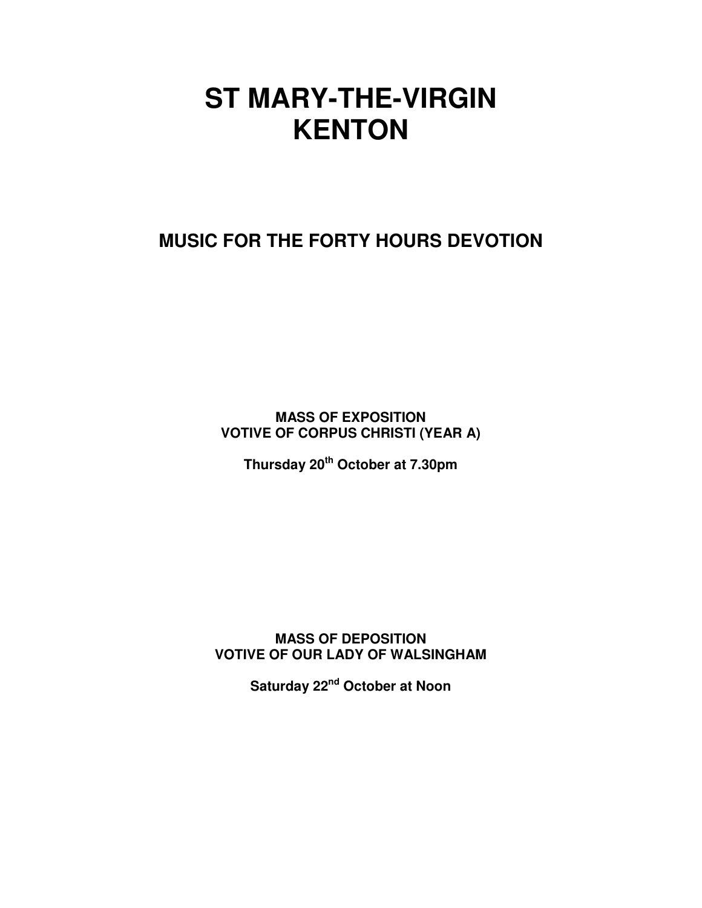# ST MARY-THE-VIRGIN KENTON

## MUSIC FOR THE FORTY HOURS DEVOTION

**MASS OF EXPOSITION**
**VOTIVE OF CORPUS CHRISTI (YEAR A)**

**Thursday 20th October at 7.30pm**

**MASS OF DEPOSITION**
**VOTIVE OF OUR LADY OF WALSINGHAM**

**Saturday 22nd October at Noon**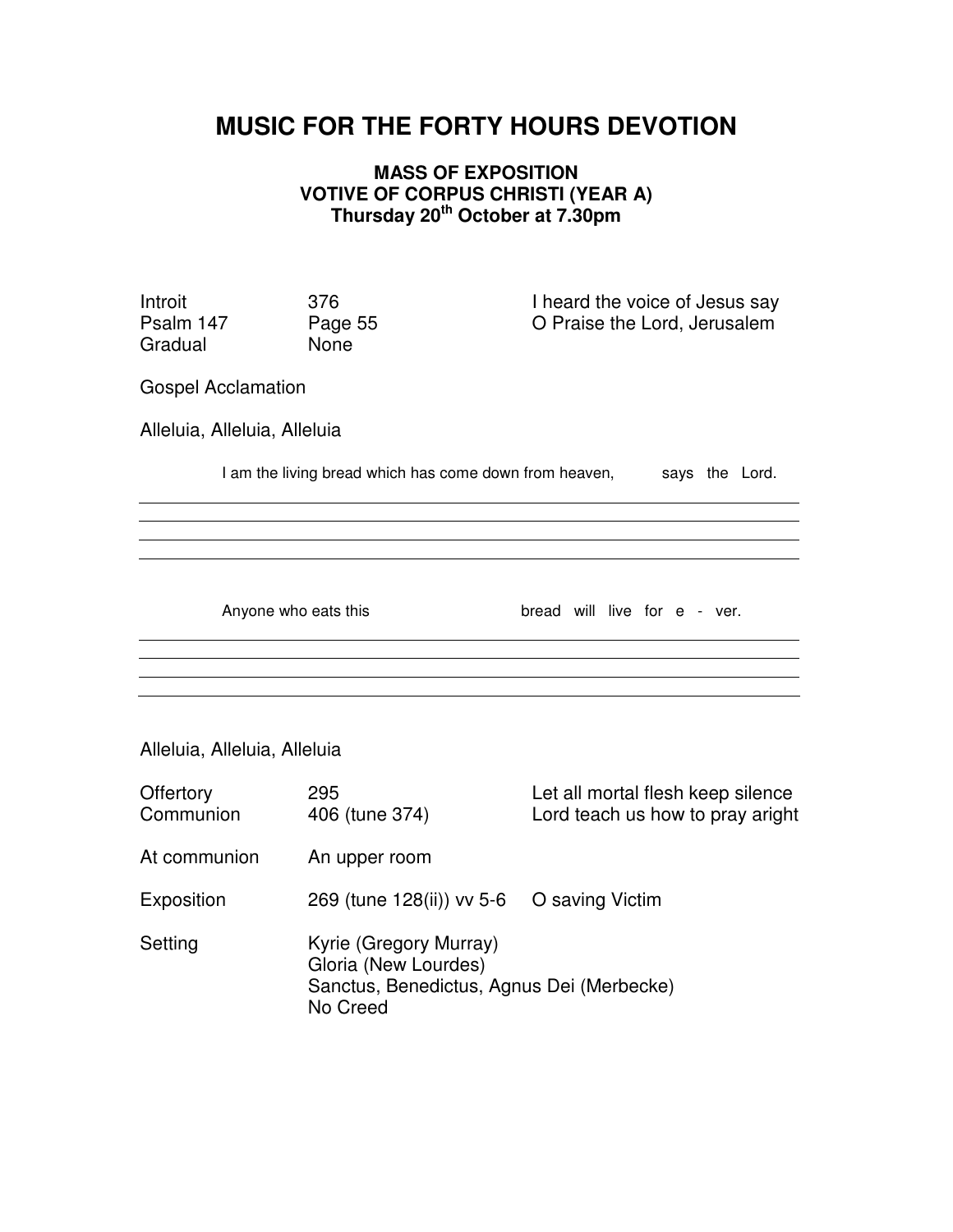# MUSIC FOR THE FORTY HOURS DEVOTION

### MASS OF EXPOSITION
### VOTIVE OF CORPUS CHRISTI (YEAR A)
### Thursday 20th October at 7.30pm

| | | |
|---|---|---|
| Introit | 376 | I heard the voice of Jesus say |
| Psalm 147 | Page 55 | O Praise the Lord, Jerusalem |
| Gradual | None | |

Gospel Acclamation

Alleluia, Alleluia, Alleluia

I am the living bread which has come down from heaven, says the Lord.

Anyone who eats this bread will live for e - ver.

Alleluia, Alleluia, Alleluia

| | | |
|---|---|---|
| Offertory | 295 | Let all mortal flesh keep silence |
| Communion | 406 (tune 374) | Lord teach us how to pray aright |
| At communion | An upper room | |
| Exposition | 269 (tune 128(ii)) vv 5-6 | O saving Victim |

Setting
Kyrie (Gregory Murray)
Gloria (New Lourdes)
Sanctus, Benedictus, Agnus Dei (Merbecke)
No Creed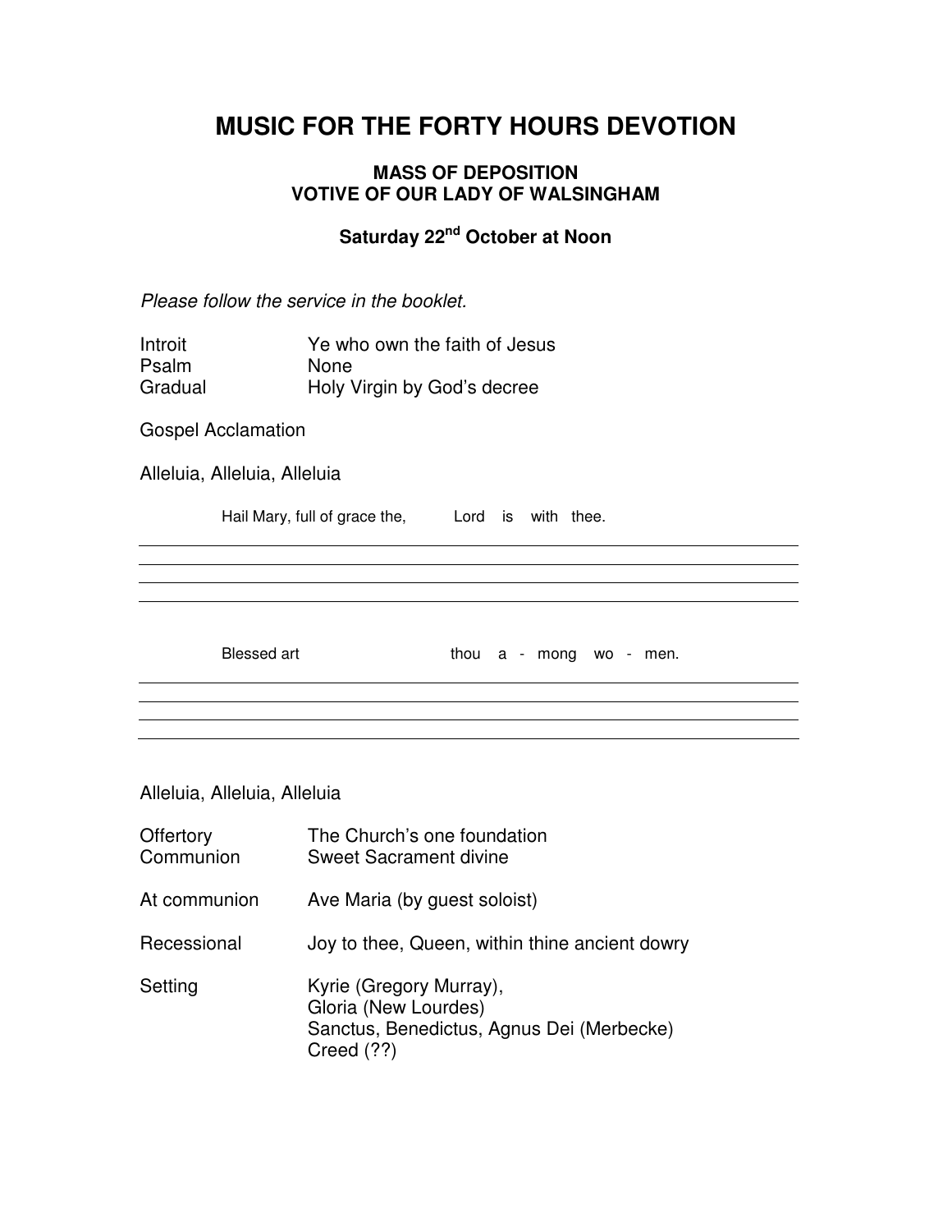# MUSIC FOR THE FORTY HOURS DEVOTION

### MASS OF DEPOSITION
### VOTIVE OF OUR LADY OF WALSINGHAM

### Saturday 22nd October at Noon

*Please follow the service in the booklet.*

| | |
|---|---|
| Introit | Ye who own the faith of Jesus |
| Psalm | None |
| Gradual | Holy Virgin by God's decree |

Gospel Acclamation

Alleluia, Alleluia, Alleluia

Hail Mary, full of grace the, Lord is with thee.

Blessed art thou a - mong wo - men.

Alleluia, Alleluia, Alleluia

| | |
|---|---|
| Offertory | The Church's one foundation |
| Communion | Sweet Sacrament divine |
| At communion | Ave Maria (by guest soloist) |
| Recessional | Joy to thee, Queen, within thine ancient dowry |
| Setting | Kyrie (Gregory Murray),<br>Gloria (New Lourdes)<br>Sanctus, Benedictus, Agnus Dei (Merbecke)<br>Creed (??) |